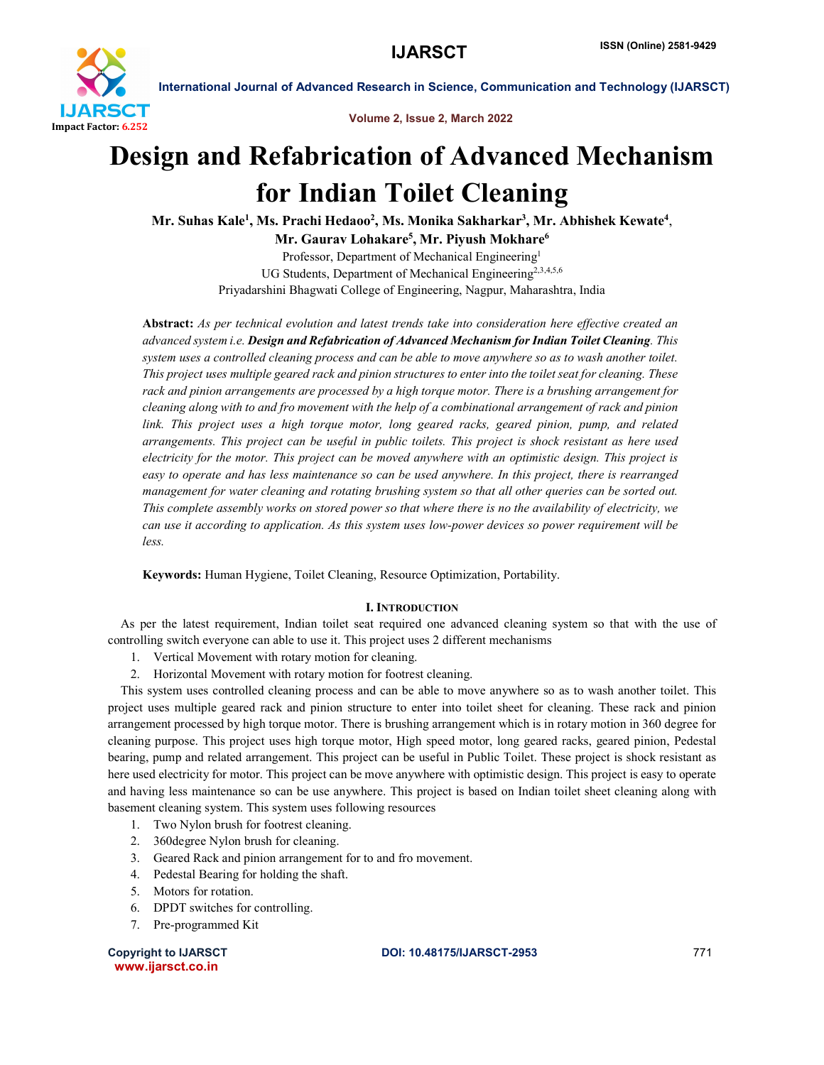# Design and Refabrication of Advanced Mechanism for Indian Toilet Cleaning

**Mr. Suhas Kale[1], Ms. Prachi Hedaoo[2], Ms. Monika Sakharkar[3], Mr. Abhishek Kewate[4], Mr. Gaurav Lohakare[5], Mr. Piyush Mokhare[6]**

Professor, Department of Mechanical Engineering[1]

UG Students, Department of Mechanical Engineering[2,3,4,5,6]

Priyadarshini Bhagwati College of Engineering, Nagpur, Maharashtra, India

**Abstract:** *As per technical evolution and latest trends take into consideration here effective created an advanced system i.e.* ***Design and Refabrication of Advanced Mechanism for Indian Toilet Cleaning****. This system uses a controlled cleaning process and can be able to move anywhere so as to wash another toilet. This project uses multiple geared rack and pinion structures to enter into the toilet seat for cleaning. These rack and pinion arrangements are processed by a high torque motor. There is a brushing arrangement for cleaning along with to and fro movement with the help of a combinational arrangement of rack and pinion link. This project uses a high torque motor, long geared racks, geared pinion, pump, and related arrangements. This project can be useful in public toilets. This project is shock resistant as here used electricity for the motor. This project can be moved anywhere with an optimistic design. This project is easy to operate and has less maintenance so can be used anywhere. In this project, there is rearranged management for water cleaning and rotating brushing system so that all other queries can be sorted out. This complete assembly works on stored power so that where there is no the availability of electricity, we can use it according to application. As this system uses low-power devices so power requirement will be less.*

**Keywords:** Human Hygiene, Toilet Cleaning, Resource Optimization, Portability.

## I. Introduction

As per the latest requirement, Indian toilet seat required one advanced cleaning system so that with the use of controlling switch everyone can able to use it. This project uses 2 different mechanisms

1. Vertical Movement with rotary motion for cleaning.
2. Horizontal Movement with rotary motion for footrest cleaning.

This system uses controlled cleaning process and can be able to move anywhere so as to wash another toilet. This project uses multiple geared rack and pinion structure to enter into toilet sheet for cleaning. These rack and pinion arrangement processed by high torque motor. There is brushing arrangement which is in rotary motion in 360 degree for cleaning purpose. This project uses high torque motor, High speed motor, long geared racks, geared pinion, Pedestal bearing, pump and related arrangement. This project can be useful in Public Toilet. These project is shock resistant as here used electricity for motor. This project can be move anywhere with optimistic design. This project is easy to operate and having less maintenance so can be use anywhere. This project is based on Indian toilet sheet cleaning along with basement cleaning system. This system uses following resources

1. Two Nylon brush for footrest cleaning.
2. 360degree Nylon brush for cleaning.
3. Geared Rack and pinion arrangement for to and fro movement.
4. Pedestal Bearing for holding the shaft.
5. Motors for rotation.
6. DPDT switches for controlling.
7. Pre-programmed Kit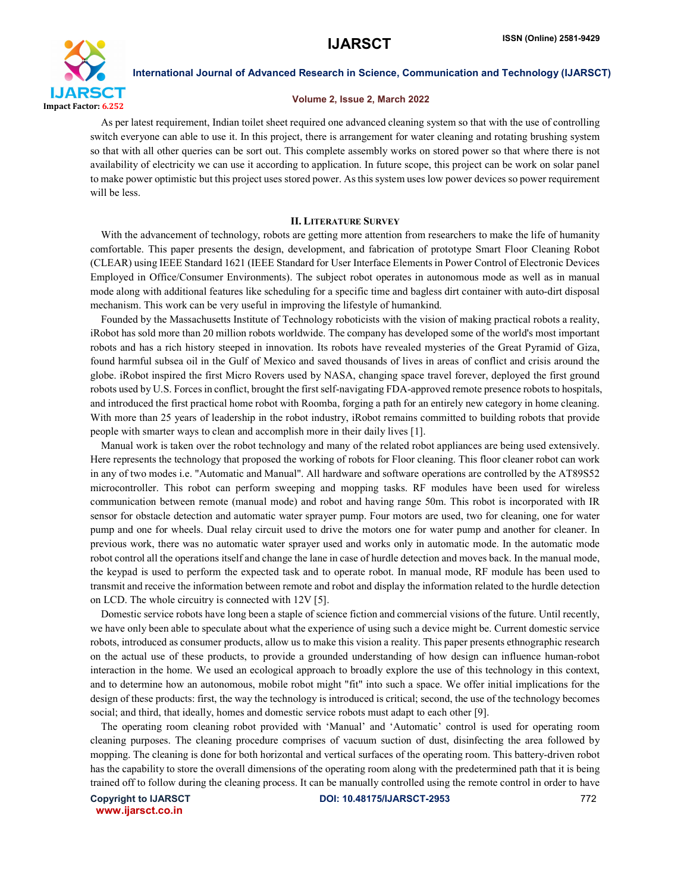As per latest requirement, Indian toilet sheet required one advanced cleaning system so that with the use of controlling switch everyone can able to use it. In this project, there is arrangement for water cleaning and rotating brushing system so that with all other queries can be sort out. This complete assembly works on stored power so that where there is not availability of electricity we can use it according to application. In future scope, this project can be work on solar panel to make power optimistic but this project uses stored power. As this system uses low power devices so power requirement will be less.

## II. Literature Survey

With the advancement of technology, robots are getting more attention from researchers to make the life of humanity comfortable. This paper presents the design, development, and fabrication of prototype Smart Floor Cleaning Robot (CLEAR) using IEEE Standard 1621 (IEEE Standard for User Interface Elements in Power Control of Electronic Devices Employed in Office/Consumer Environments). The subject robot operates in autonomous mode as well as in manual mode along with additional features like scheduling for a specific time and bagless dirt container with auto-dirt disposal mechanism. This work can be very useful in improving the lifestyle of humankind.

Founded by the Massachusetts Institute of Technology roboticists with the vision of making practical robots a reality, iRobot has sold more than 20 million robots worldwide. The company has developed some of the world's most important robots and has a rich history steeped in innovation. Its robots have revealed mysteries of the Great Pyramid of Giza, found harmful subsea oil in the Gulf of Mexico and saved thousands of lives in areas of conflict and crisis around the globe. iRobot inspired the first Micro Rovers used by NASA, changing space travel forever, deployed the first ground robots used by U.S. Forces in conflict, brought the first self-navigating FDA-approved remote presence robots to hospitals, and introduced the first practical home robot with Roomba, forging a path for an entirely new category in home cleaning. With more than 25 years of leadership in the robot industry, iRobot remains committed to building robots that provide people with smarter ways to clean and accomplish more in their daily lives [1].

Manual work is taken over the robot technology and many of the related robot appliances are being used extensively. Here represents the technology that proposed the working of robots for Floor cleaning. This floor cleaner robot can work in any of two modes i.e. "Automatic and Manual". All hardware and software operations are controlled by the AT89S52 microcontroller. This robot can perform sweeping and mopping tasks. RF modules have been used for wireless communication between remote (manual mode) and robot and having range 50m. This robot is incorporated with IR sensor for obstacle detection and automatic water sprayer pump. Four motors are used, two for cleaning, one for water pump and one for wheels. Dual relay circuit used to drive the motors one for water pump and another for cleaner. In previous work, there was no automatic water sprayer used and works only in automatic mode. In the automatic mode robot control all the operations itself and change the lane in case of hurdle detection and moves back. In the manual mode, the keypad is used to perform the expected task and to operate robot. In manual mode, RF module has been used to transmit and receive the information between remote and robot and display the information related to the hurdle detection on LCD. The whole circuitry is connected with 12V [5].

Domestic service robots have long been a staple of science fiction and commercial visions of the future. Until recently, we have only been able to speculate about what the experience of using such a device might be. Current domestic service robots, introduced as consumer products, allow us to make this vision a reality. This paper presents ethnographic research on the actual use of these products, to provide a grounded understanding of how design can influence human-robot interaction in the home. We used an ecological approach to broadly explore the use of this technology in this context, and to determine how an autonomous, mobile robot might "fit" into such a space. We offer initial implications for the design of these products: first, the way the technology is introduced is critical; second, the use of the technology becomes social; and third, that ideally, homes and domestic service robots must adapt to each other [9].

The operating room cleaning robot provided with 'Manual' and 'Automatic' control is used for operating room cleaning purposes. The cleaning procedure comprises of vacuum suction of dust, disinfecting the area followed by mopping. The cleaning is done for both horizontal and vertical surfaces of the operating room. This battery-driven robot has the capability to store the overall dimensions of the operating room along with the predetermined path that it is being trained off to follow during the cleaning process. It can be manually controlled using the remote control in order to have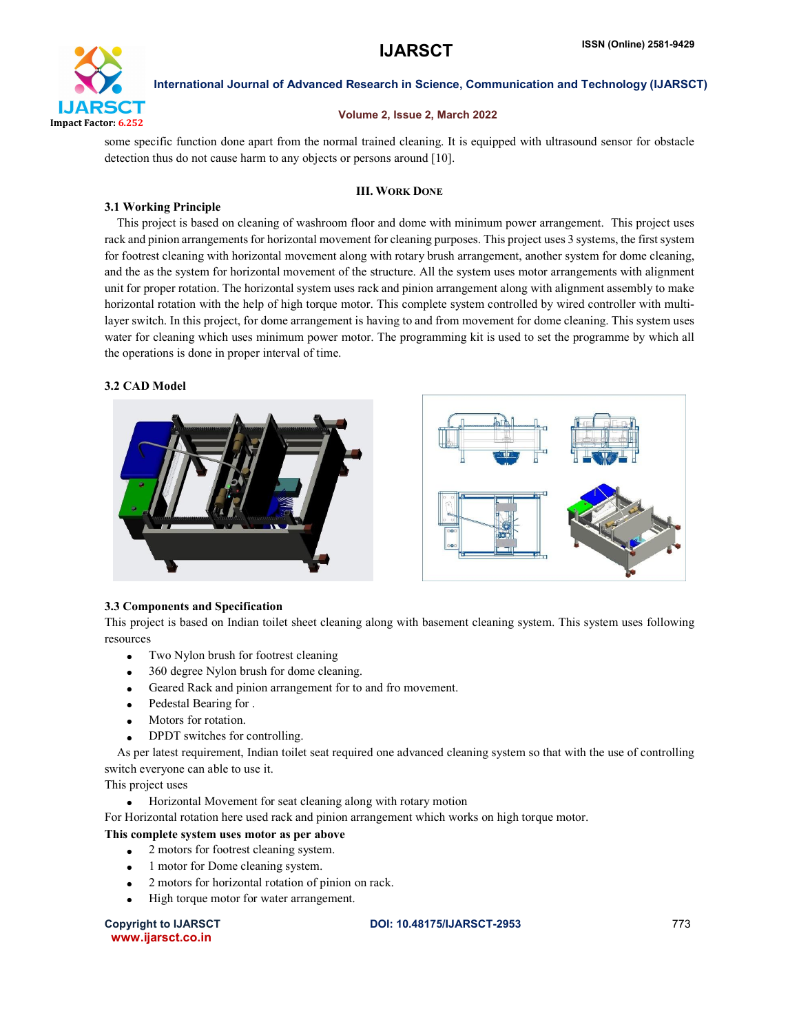some specific function done apart from the normal trained cleaning. It is equipped with ultrasound sensor for obstacle detection thus do not cause harm to any objects or persons around [10].

## III. Work Done

### 3.1 Working Principle

This project is based on cleaning of washroom floor and dome with minimum power arrangement. This project uses rack and pinion arrangements for horizontal movement for cleaning purposes. This project uses 3 systems, the first system for footrest cleaning with horizontal movement along with rotary brush arrangement, another system for dome cleaning, and the as the system for horizontal movement of the structure. All the system uses motor arrangements with alignment unit for proper rotation. The horizontal system uses rack and pinion arrangement along with alignment assembly to make horizontal rotation with the help of high torque motor. This complete system controlled by wired controller with multi-layer switch. In this project, for dome arrangement is having to and from movement for dome cleaning. This system uses water for cleaning which uses minimum power motor. The programming kit is used to set the programme by which all the operations is done in proper interval of time.

### 3.2 CAD Model

### 3.3 Components and Specification

This project is based on Indian toilet sheet cleaning along with basement cleaning system. This system uses following resources

- Two Nylon brush for footrest cleaning
- 360 degree Nylon brush for dome cleaning.
- Geared Rack and pinion arrangement for to and fro movement.
- Pedestal Bearing for .
- Motors for rotation.
- DPDT switches for controlling.

As per latest requirement, Indian toilet seat required one advanced cleaning system so that with the use of controlling switch everyone can able to use it.

This project uses

- Horizontal Movement for seat cleaning along with rotary motion

For Horizontal rotation here used rack and pinion arrangement which works on high torque motor.

**This complete system uses motor as per above**

- 2 motors for footrest cleaning system.
- 1 motor for Dome cleaning system.
- 2 motors for horizontal rotation of pinion on rack.
- High torque motor for water arrangement.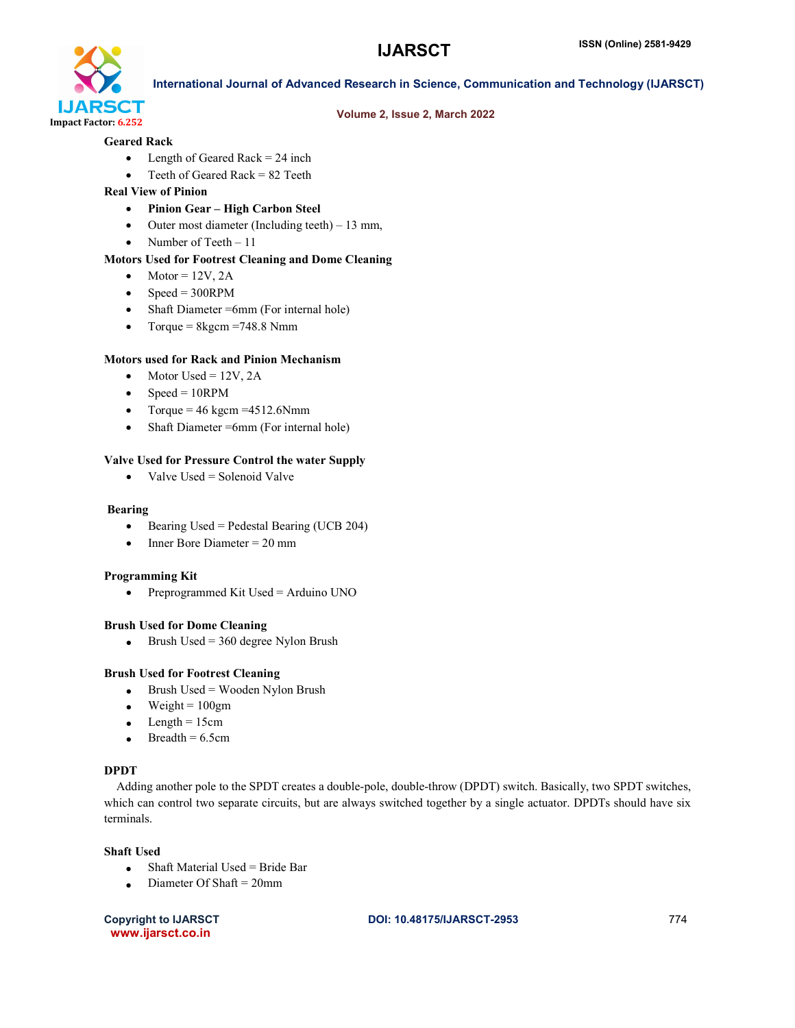**Geared Rack**

- Length of Geared Rack = 24 inch
- Teeth of Geared Rack = 82 Teeth

**Real View of Pinion**

- **Pinion Gear – High Carbon Steel**
- Outer most diameter (Including teeth) – 13 mm,
- Number of Teeth – 11

**Motors Used for Footrest Cleaning and Dome Cleaning**

- Motor = 12V, 2A
- Speed = 300RPM
- Shaft Diameter =6mm (For internal hole)
- Torque = 8kgcm =748.8 Nmm

**Motors used for Rack and Pinion Mechanism**

- Motor Used = 12V, 2A
- Speed = 10RPM
- Torque = 46 kgcm =4512.6Nmm
- Shaft Diameter =6mm (For internal hole)

**Valve Used for Pressure Control the water Supply**

- Valve Used = Solenoid Valve

**Bearing**

- Bearing Used = Pedestal Bearing (UCB 204)
- Inner Bore Diameter = 20 mm

**Programming Kit**

- Preprogrammed Kit Used = Arduino UNO

**Brush Used for Dome Cleaning**

- Brush Used = 360 degree Nylon Brush

**Brush Used for Footrest Cleaning**

- Brush Used = Wooden Nylon Brush
- Weight = 100gm
- Length = 15cm
- Breadth = 6.5cm

**DPDT**

Adding another pole to the SPDT creates a double-pole, double-throw (DPDT) switch. Basically, two SPDT switches, which can control two separate circuits, but are always switched together by a single actuator. DPDTs should have six terminals.

**Shaft Used**

- Shaft Material Used = Bride Bar
- Diameter Of Shaft = 20mm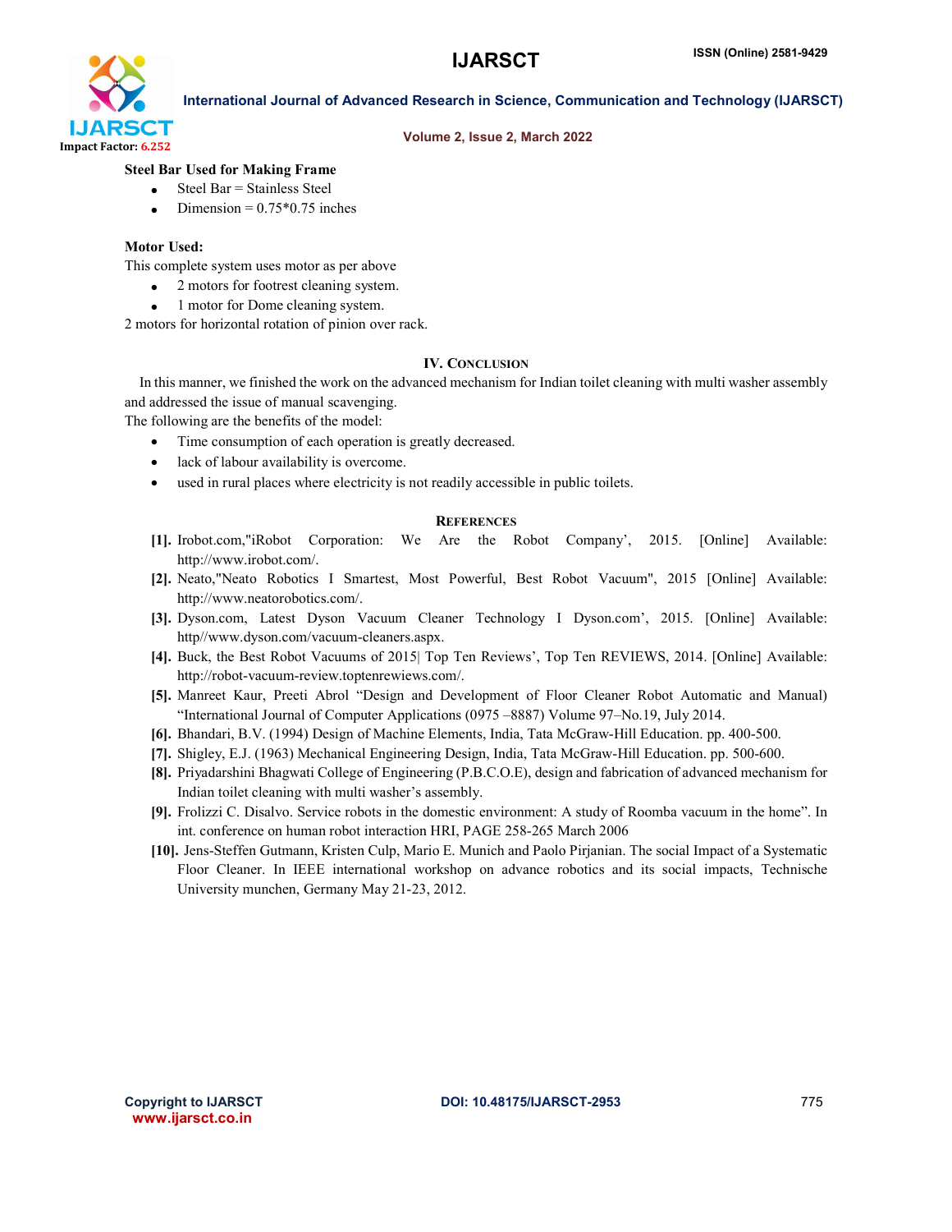**Steel Bar Used for Making Frame**

- Steel Bar = Stainless Steel
- Dimension = 0.75*0.75 inches

**Motor Used:**

This complete system uses motor as per above

- 2 motors for footrest cleaning system.
- 1 motor for Dome cleaning system.

2 motors for horizontal rotation of pinion over rack.

## IV. Conclusion

In this manner, we finished the work on the advanced mechanism for Indian toilet cleaning with multi washer assembly and addressed the issue of manual scavenging.

The following are the benefits of the model:

- Time consumption of each operation is greatly decreased.
- lack of labour availability is overcome.
- used in rural places where electricity is not readily accessible in public toilets.

## References

**[1].** Irobot.com,"iRobot Corporation: We Are the Robot Company', 2015. [Online] Available: http://www.irobot.com/.

**[2].** Neato,"Neato Robotics I Smartest, Most Powerful, Best Robot Vacuum", 2015 [Online] Available: http://www.neatorobotics.com/.

**[3].** Dyson.com, Latest Dyson Vacuum Cleaner Technology I Dyson.com', 2015. [Online] Available: http//www.dyson.com/vacuum-cleaners.aspx.

**[4].** Buck, the Best Robot Vacuums of 2015| Top Ten Reviews', Top Ten REVIEWS, 2014. [Online] Available: http://robot-vacuum-review.toptenrewiews.com/.

**[5].** Manreet Kaur, Preeti Abrol "Design and Development of Floor Cleaner Robot Automatic and Manual) "International Journal of Computer Applications (0975 –8887) Volume 97–No.19, July 2014.

**[6].** Bhandari, B.V. (1994) Design of Machine Elements, India, Tata McGraw-Hill Education. pp. 400-500.

**[7].** Shigley, E.J. (1963) Mechanical Engineering Design, India, Tata McGraw-Hill Education. pp. 500-600.

**[8].** Priyadarshini Bhagwati College of Engineering (P.B.C.O.E), design and fabrication of advanced mechanism for Indian toilet cleaning with multi washer's assembly.

**[9].** Frolizzi C. Disalvo. Service robots in the domestic environment: A study of Roomba vacuum in the home". In int. conference on human robot interaction HRI, PAGE 258-265 March 2006

**[10].** Jens-Steffen Gutmann, Kristen Culp, Mario E. Munich and Paolo Pirjanian. The social Impact of a Systematic Floor Cleaner. In IEEE international workshop on advance robotics and its social impacts, Technische University munchen, Germany May 21-23, 2012.